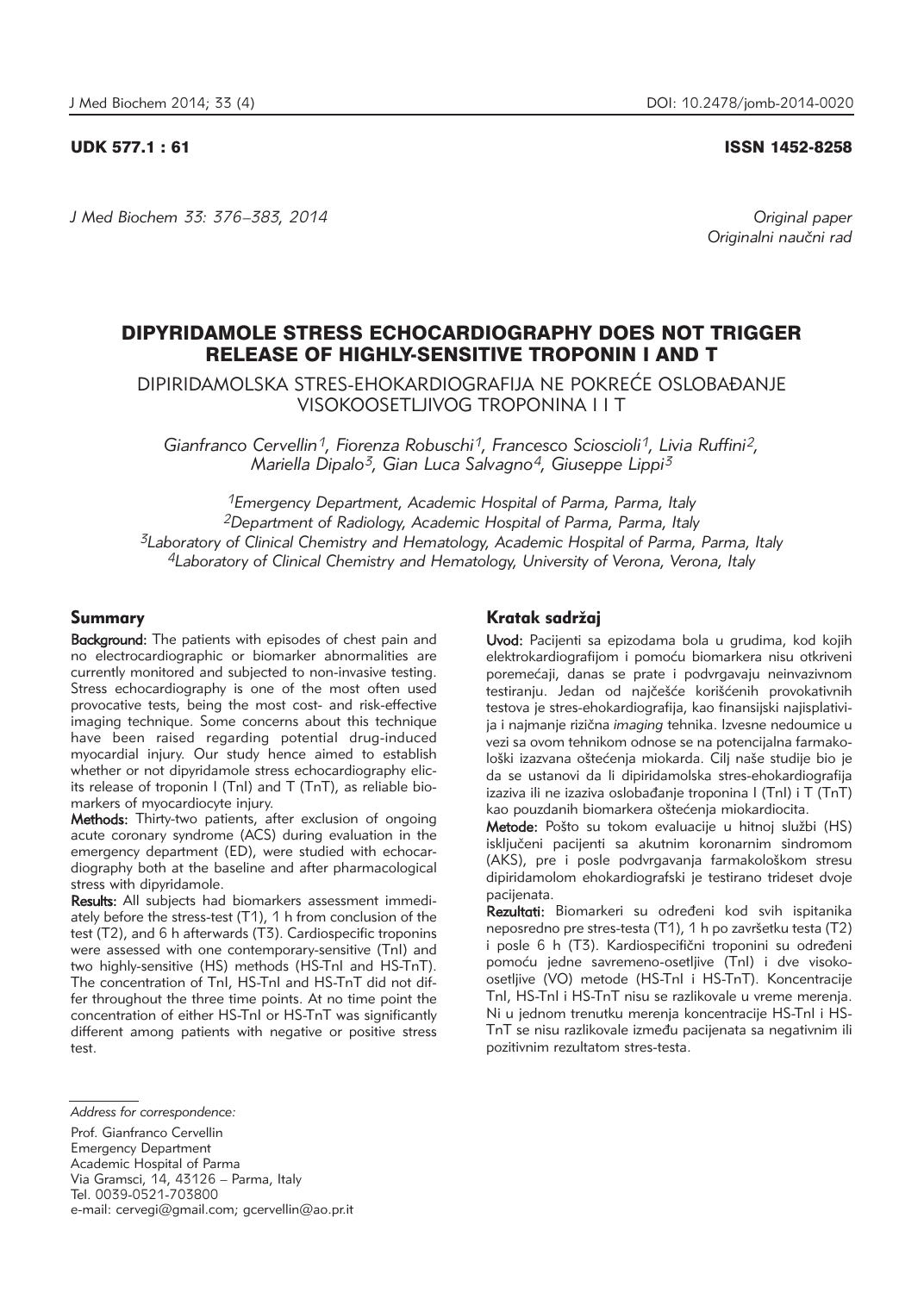UDK 577.1 : 61 ISSN 1452-8258

*Original paper*
*Originalni naučni rad*

# DIPYRIDAMOLE STRESS ECHOCARDIOGRAPHY DOES NOT TRIGGER RELEASE OF HIGHLY-SENSITIVE TROPONIN I AND T

DIPIRIDAMOLSKA STRES-EHOKARDIOGRAFIJA NE POKREĆE OSLOBAĐANJE VISOKOOSETLJIVOG TROPONINA I I T

*Gianfranco Cervellin[1], Fiorenza Robuschi[1], Francesco Scioscioli[1], Livia Ruffini[2], Mariella Dipalo[3], Gian Luca Salvagno[4], Giuseppe Lippi[3]*

[1]Emergency Department, Academic Hospital of Parma, Parma, Italy
[2]Department of Radiology, Academic Hospital of Parma, Parma, Italy
[3]Laboratory of Clinical Chemistry and Hematology, Academic Hospital of Parma, Parma, Italy
[4]Laboratory of Clinical Chemistry and Hematology, University of Verona, Verona, Italy

## Summary

**Background:** The patients with episodes of chest pain and no electrocardiographic or biomarker abnormalities are currently monitored and subjected to non-invasive testing. Stress echocardiography is one of the most often used provocative tests, being the most cost- and risk-effective imaging technique. Some concerns about this technique have been raised regarding potential drug-induced myocardial injury. Our study hence aimed to establish whether or not dipyridamole stress echocardiography elicits release of troponin I (TnI) and T (TnT), as reliable biomarkers of myocardiocyte injury.

**Methods:** Thirty-two patients, after exclusion of ongoing acute coronary syndrome (ACS) during evaluation in the emergency department (ED), were studied with echocardiography both at the baseline and after pharmacological stress with dipyridamole.

**Results:** All subjects had biomarkers assessment immediately before the stress-test (T1), 1 h from conclusion of the test (T2), and 6 h afterwards (T3). Cardiospecific troponins were assessed with one contemporary-sensitive (TnI) and two highly-sensitive (HS) methods (HS-TnI and HS-TnT). The concentration of TnI, HS-TnI and HS-TnT did not differ throughout the three time points. At no time point the concentration of either HS-TnI or HS-TnT was significantly different among patients with negative or positive stress test.

## Kratak sadržaj

**Uvod:** Pacijenti sa epizodama bola u grudima, kod kojih elektrokardiografijom i pomoću biomarkera nisu otkriveni poremećaji, danas se prate i podvrgavaju neinvazivnom testiranju. Jedan od najčešće korišćenih provokativnih testova je stres-ehokardiografija, kao finansijski najisplativija i najmanje rizična *imaging* tehnika. Izvesne nedoumice u vezi sa ovom tehnikom odnose se na potencijalna farmakološki izazvana oštećenja miokarda. Cilj naše studije bio je da se ustanovi da li dipiridamolska stres-ehokardiografija izaziva ili ne izaziva oslobađanje troponina I (TnI) i T (TnT) kao pouzdanih biomarkera oštećenja miokardiocita.

**Metode:** Pošto su tokom evaluacije u hitnoj službi (HS) isključeni pacijenti sa akutnim koronarnim sindromom (AKS), pre i posle podvrgavanja farmakološkom stresu dipiridamolom ehokardiografski je testirano trideset dvoje pacijenata.

**Rezultati:** Biomarkeri su određeni kod svih ispitanika neposredno pre stres-testa (T1), 1 h po završetku testa (T2) i posle 6 h (T3). Kardiospecifični troponini su određeni pomoću jedne savremeno-osetljive (TnI) i dve visoko-osetljive (VO) metode (HS-TnI i HS-TnT). Koncentracije TnI, HS-TnI i HS-TnT nisu se razlikovale u vreme merenja. Ni u jednom trenutku merenja koncentracije HS-TnI i HS-TnT se nisu razlikovale između pacijenata sa negativnim ili pozitivnim rezultatom stres-testa.

*Address for correspondence:*

Prof. Gianfranco Cervellin
Emergency Department
Academic Hospital of Parma
Via Gramsci, 14, 43126 – Parma, Italy
Tel. 0039-0521-703800
e-mail: cervegi@gmail.com; gcervellin@ao.pr.it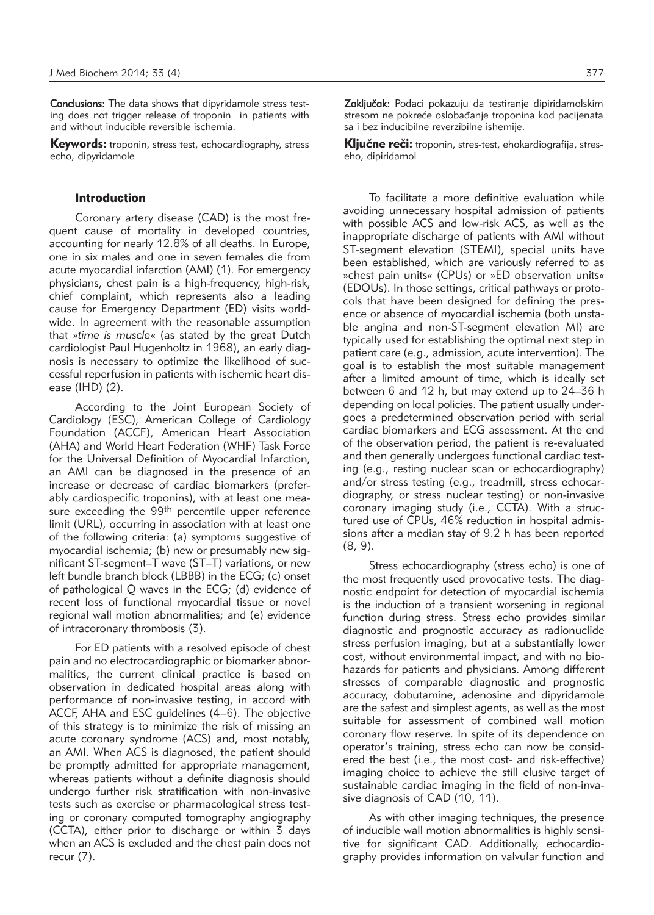**Conclusions:** The data shows that dipyridamole stress testing does not trigger release of troponin in patients with and without inducible reversible ischemia.

**Keywords:** troponin, stress test, echocardiography, stress echo, dipyridamole

**Zaključak:** Podaci pokazuju da testiranje dipiridamolskim stresom ne pokreće oslobađanje troponina kod pacijenata sa i bez inducibilne reverzibilne ishemije.

**Ključne reči:** troponin, stres-test, ehokardiografija, stres-eho, dipiridamol

## Introduction

Coronary artery disease (CAD) is the most frequent cause of mortality in developed countries, accounting for nearly 12.8% of all deaths. In Europe, one in six males and one in seven females die from acute myocardial infarction (AMI) (1). For emergency physicians, chest pain is a high-frequency, high-risk, chief complaint, which represents also a leading cause for Emergency Department (ED) visits worldwide. In agreement with the reasonable assumption that »*time is muscle*« (as stated by the great Dutch cardiologist Paul Hugenholtz in 1968), an early diagnosis is necessary to optimize the likelihood of successful reperfusion in patients with ischemic heart disease (IHD) (2).

According to the Joint European Society of Cardiology (ESC), American College of Cardiology Foundation (ACCF), American Heart Association (AHA) and World Heart Federation (WHF) Task Force for the Universal Definition of Myocardial Infarction, an AMI can be diagnosed in the presence of an increase or decrease of cardiac biomarkers (preferably cardiospecific troponins), with at least one measure exceeding the 99th percentile upper reference limit (URL), occurring in association with at least one of the following criteria: (a) symptoms suggestive of myocardial ischemia; (b) new or presumably new significant ST-segment–T wave (ST–T) variations, or new left bundle branch block (LBBB) in the ECG; (c) onset of pathological Q waves in the ECG; (d) evidence of recent loss of functional myocardial tissue or novel regional wall motion abnormalities; and (e) evidence of intracoronary thrombosis (3).

For ED patients with a resolved episode of chest pain and no electrocardiographic or biomarker abnormalities, the current clinical practice is based on observation in dedicated hospital areas along with performance of non-invasive testing, in accord with ACCF, AHA and ESC guidelines (4–6). The objective of this strategy is to minimize the risk of missing an acute coronary syndrome (ACS) and, most notably, an AMI. When ACS is diagnosed, the patient should be promptly admitted for appropriate management, whereas patients without a definite diagnosis should undergo further risk stratification with non-invasive tests such as exercise or pharmacological stress testing or coronary computed tomography angiography (CCTA), either prior to discharge or within 3 days when an ACS is excluded and the chest pain does not recur (7).

To facilitate a more definitive evaluation while avoiding unnecessary hospital admission of patients with possible ACS and low-risk ACS, as well as the inappropriate discharge of patients with AMI without ST-segment elevation (STEMI), special units have been established, which are variously referred to as »chest pain units« (CPUs) or »ED observation units« (EDOUs). In those settings, critical pathways or protocols that have been designed for defining the presence or absence of myocardial ischemia (both unstable angina and non-ST-segment elevation MI) are typically used for establishing the optimal next step in patient care (e.g., admission, acute intervention). The goal is to establish the most suitable management after a limited amount of time, which is ideally set between 6 and 12 h, but may extend up to 24–36 h depending on local policies. The patient usually undergoes a predetermined observation period with serial cardiac biomarkers and ECG assessment. At the end of the observation period, the patient is re-evaluated and then generally undergoes functional cardiac testing (e.g., resting nuclear scan or echocardiography) and/or stress testing (e.g., treadmill, stress echocardiography, or stress nuclear testing) or non-invasive coronary imaging study (i.e., CCTA). With a structured use of CPUs, 46% reduction in hospital admissions after a median stay of 9.2 h has been reported (8, 9).

Stress echocardiography (stress echo) is one of the most frequently used provocative tests. The diagnostic endpoint for detection of myocardial ischemia is the induction of a transient worsening in regional function during stress. Stress echo provides similar diagnostic and prognostic accuracy as radionuclide stress perfusion imaging, but at a substantially lower cost, without environmental impact, and with no biohazards for patients and physicians. Among different stresses of comparable diagnostic and prognostic accuracy, dobutamine, adenosine and dipyridamole are the safest and simplest agents, as well as the most suitable for assessment of combined wall motion coronary flow reserve. In spite of its dependence on operator's training, stress echo can now be considered the best (i.e., the most cost- and risk-effective) imaging choice to achieve the still elusive target of sustainable cardiac imaging in the field of non-invasive diagnosis of CAD (10, 11).

As with other imaging techniques, the presence of inducible wall motion abnormalities is highly sensitive for significant CAD. Additionally, echocardiography provides information on valvular function and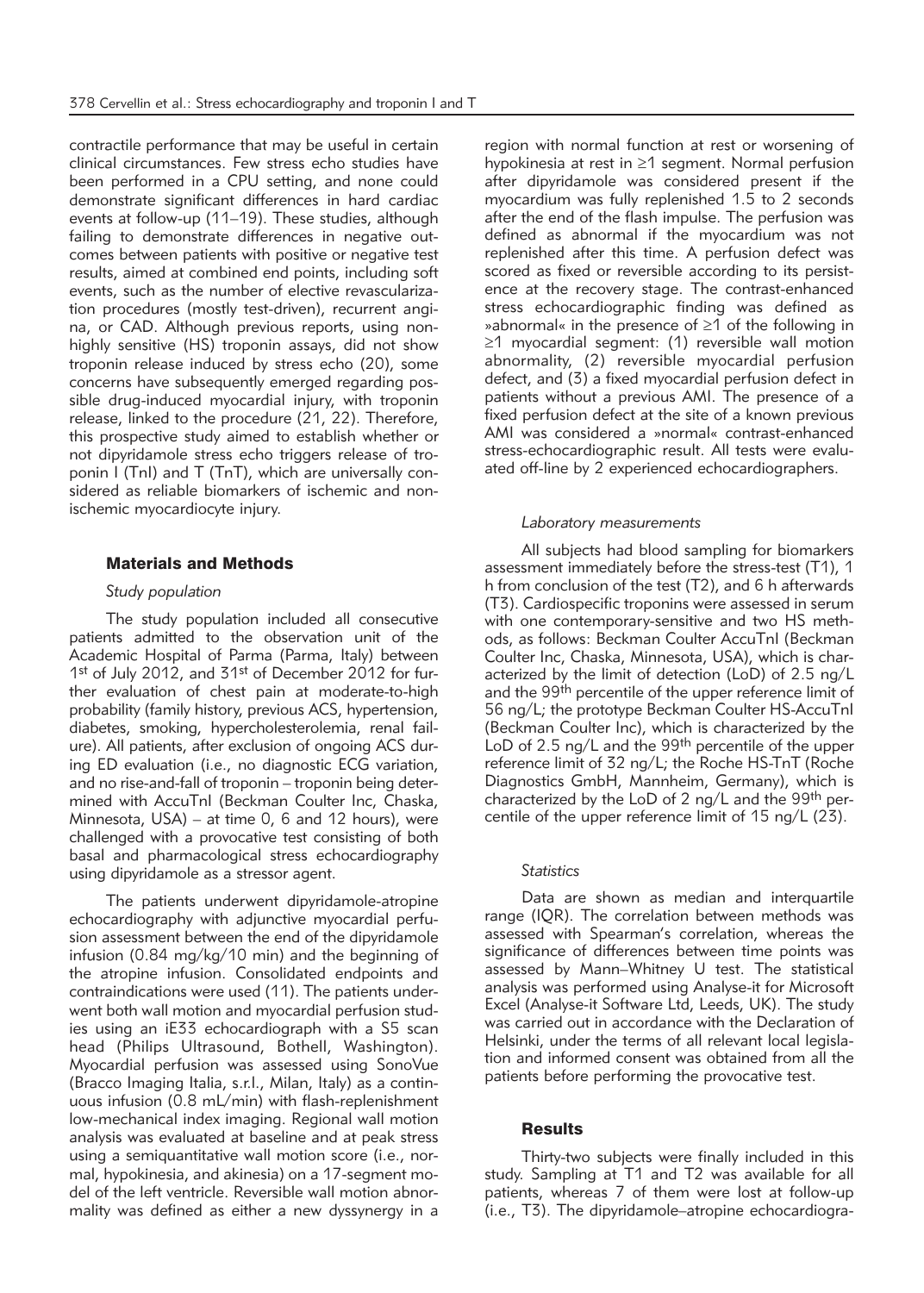contractile performance that may be useful in certain clinical circumstances. Few stress echo studies have been performed in a CPU setting, and none could demonstrate significant differences in hard cardiac events at follow-up (11–19). These studies, although failing to demonstrate differences in negative outcomes between patients with positive or negative test results, aimed at combined end points, including soft events, such as the number of elective revascularization procedures (mostly test-driven), recurrent angina, or CAD. Although previous reports, using non-highly sensitive (HS) troponin assays, did not show troponin release induced by stress echo (20), some concerns have subsequently emerged regarding possible drug-induced myocardial injury, with troponin release, linked to the procedure (21, 22). Therefore, this prospective study aimed to establish whether or not dipyridamole stress echo triggers release of troponin I (TnI) and T (TnT), which are universally considered as reliable biomarkers of ischemic and non-ischemic myocardiocyte injury.

## Materials and Methods

### *Study population*

The study population included all consecutive patients admitted to the observation unit of the Academic Hospital of Parma (Parma, Italy) between 1st of July 2012, and 31st of December 2012 for further evaluation of chest pain at moderate-to-high probability (family history, previous ACS, hypertension, diabetes, smoking, hypercholesterolemia, renal failure). All patients, after exclusion of ongoing ACS during ED evaluation (i.e., no diagnostic ECG variation, and no rise-and-fall of troponin – troponin being determined with AccuTnI (Beckman Coulter Inc, Chaska, Minnesota, USA) – at time 0, 6 and 12 hours), were challenged with a provocative test consisting of both basal and pharmacological stress echocardiography using dipyridamole as a stressor agent.

The patients underwent dipyridamole-atropine echocardiography with adjunctive myocardial perfusion assessment between the end of the dipyridamole infusion (0.84 mg/kg/10 min) and the beginning of the atropine infusion. Consolidated endpoints and contraindications were used (11). The patients underwent both wall motion and myocardial perfusion studies using an iE33 echocardiograph with a S5 scan head (Philips Ultrasound, Bothell, Washington). Myocardial perfusion was assessed using SonoVue (Bracco Imaging Italia, s.r.l., Milan, Italy) as a continuous infusion (0.8 mL/min) with flash-replenishment low-mechanical index imaging. Regional wall motion analysis was evaluated at baseline and at peak stress using a semiquantitative wall motion score (i.e., normal, hypokinesia, and akinesia) on a 17-segment model of the left ventricle. Reversible wall motion abnormality was defined as either a new dyssynergy in a region with normal function at rest or worsening of hypokinesia at rest in ≥1 segment. Normal perfusion after dipyridamole was considered present if the myocardium was fully replenished 1.5 to 2 seconds after the end of the flash impulse. The perfusion was defined as abnormal if the myocardium was not replenished after this time. A perfusion defect was scored as fixed or reversible according to its persistence at the recovery stage. The contrast-enhanced stress echocardiographic finding was defined as »abnormal« in the presence of ≥1 of the following in ≥1 myocardial segment: (1) reversible wall motion abnormality, (2) reversible myocardial perfusion defect, and (3) a fixed myocardial perfusion defect in patients without a previous AMI. The presence of a fixed perfusion defect at the site of a known previous AMI was considered a »normal« contrast-enhanced stress-echocardiographic result. All tests were evaluated off-line by 2 experienced echocardiographers.

### *Laboratory measurements*

All subjects had blood sampling for biomarkers assessment immediately before the stress-test (T1), 1 h from conclusion of the test (T2), and 6 h afterwards (T3). Cardiospecific troponins were assessed in serum with one contemporary-sensitive and two HS methods, as follows: Beckman Coulter AccuTnI (Beckman Coulter Inc, Chaska, Minnesota, USA), which is characterized by the limit of detection (LoD) of 2.5 ng/L and the 99th percentile of the upper reference limit of 56 ng/L; the prototype Beckman Coulter HS-AccuTnI (Beckman Coulter Inc), which is characterized by the LoD of 2.5 ng/L and the 99th percentile of the upper reference limit of 32 ng/L; the Roche HS-TnT (Roche Diagnostics GmbH, Mannheim, Germany), which is characterized by the LoD of 2 ng/L and the 99th percentile of the upper reference limit of 15 ng/L (23).

### *Statistics*

Data are shown as median and interquartile range (IQR). The correlation between methods was assessed with Spearman's correlation, whereas the significance of differences between time points was assessed by Mann–Whitney U test. The statistical analysis was performed using Analyse-it for Microsoft Excel (Analyse-it Software Ltd, Leeds, UK). The study was carried out in accordance with the Declaration of Helsinki, under the terms of all relevant local legislation and informed consent was obtained from all the patients before performing the provocative test.

## Results

Thirty-two subjects were finally included in this study. Sampling at T1 and T2 was available for all patients, whereas 7 of them were lost at follow-up (i.e., T3). The dipyridamole–atropine echocardiogra-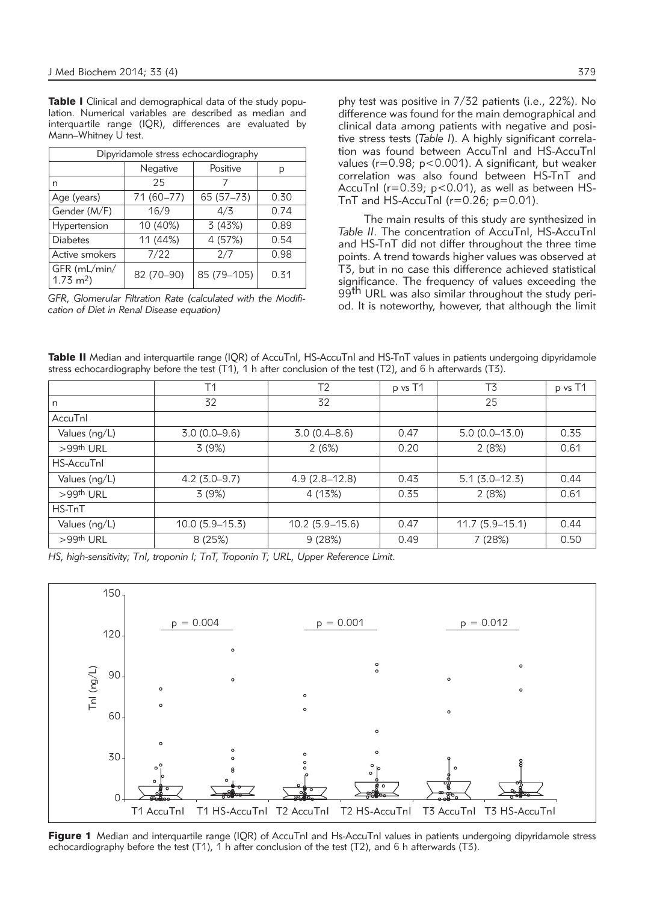**Table I** Clinical and demographical data of the study population. Numerical variables are described as median and interquartile range (IQR), differences are evaluated by Mann–Whitney U test.

| Dipyridamole stress echocardiography | | | |
|---|---|---|---|
| | Negative | Positive | p |
| n | 25 | 7 | |
| Age (years) | 71 (60–77) | 65 (57–73) | 0.30 |
| Gender (M/F) | 16/9 | 4/3 | 0.74 |
| Hypertension | 10 (40%) | 3 (43%) | 0.89 |
| Diabetes | 11 (44%) | 4 (57%) | 0.54 |
| Active smokers | 7/22 | 2/7 | 0.98 |
| GFR (mL/min/ 1.73 $m^2$) | 82 (70–90) | 85 (79–105) | 0.31 |

*GFR, Glomerular Filtration Rate (calculated with the Modification of Diet in Renal Disease equation)*

phy test was positive in 7/32 patients (i.e., 22%). No difference was found for the main demographical and clinical data among patients with negative and positive stress tests (*Table I*). A highly significant correlation was found between AccuTnI and HS-AccuTnI values ($r=0.98$; $p<0.001$). A significant, but weaker correlation was also found between HS-TnT and AccuTnI ($r=0.39$; $p<0.01$), as well as between HS-TnT and HS-AccuTnI ($r=0.26$; $p=0.01$).

The main results of this study are synthesized in *Table II*. The concentration of AccuTnI, HS-AccuTnI and HS-TnT did not differ throughout the three time points. A trend towards higher values was observed at T3, but in no case this difference achieved statistical significance. The frequency of values exceeding the 99th URL was also similar throughout the study period. It is noteworthy, however, that although the limit

**Table II** Median and interquartile range (IQR) of AccuTnI, HS-AccuTnI and HS-TnT values in patients undergoing dipyridamole stress echocardiography before the test (T1), 1 h after conclusion of the test (T2), and 6 h afterwards (T3).

| | T1 | T2 | p vs T1 | T3 | p vs T1 |
|---|---|---|---|---|---|
| n | 32 | 32 | | 25 | |
| AccuTnI | | | | | |
| Values (ng/L) | 3.0 (0.0–9.6) | 3.0 (0.4–8.6) | 0.47 | 5.0 (0.0–13.0) | 0.35 |
| >99th URL | 3 (9%) | 2 (6%) | 0.20 | 2 (8%) | 0.61 |
| HS-AccuTnI | | | | | |
| Values (ng/L) | 4.2 (3.0–9.7) | 4.9 (2.8–12.8) | 0.43 | 5.1 (3.0–12.3) | 0.44 |
| >99th URL | 3 (9%) | 4 (13%) | 0.35 | 2 (8%) | 0.61 |
| HS-TnT | | | | | |
| Values (ng/L) | 10.0 (5.9–15.3) | 10.2 (5.9–15.6) | 0.47 | 11.7 (5.9–15.1) | 0.44 |
| >99th URL | 8 (25%) | 9 (28%) | 0.49 | 7 (28%) | 0.50 |

*HS, high-sensitivity; TnI, troponin I; TnT, Troponin T; URL, Upper Reference Limit.*

**Figure 1** Median and interquartile range (IQR) of AccuTnI and Hs-AccuTnI values in patients undergoing dipyridamole stress echocardiography before the test (T1), 1 h after conclusion of the test (T2), and 6 h afterwards (T3).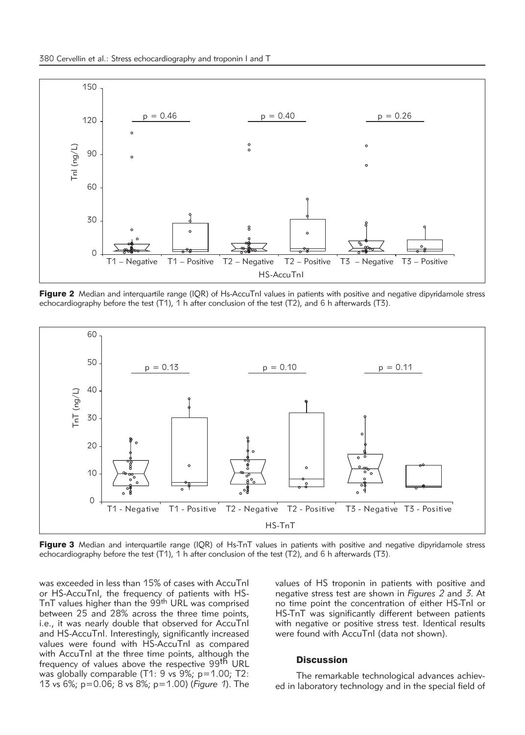**Figure 2** Median and interquartile range (IQR) of Hs-AccuTnI values in patients with positive and negative dipyridamole stress echocardiography before the test (T1), 1 h after conclusion of the test (T2), and 6 h afterwards (T3).

**Figure 3** Median and interquartile range (IQR) of Hs-TnT values in patients with positive and negative dipyridamole stress echocardiography before the test (T1), 1 h after conclusion of the test (T2), and 6 h afterwards (T3).

was exceeded in less than 15% of cases with AccuTnI or HS-AccuTnI, the frequency of patients with HS-TnT values higher than the 99th URL was comprised between 25 and 28% across the three time points, i.e., it was nearly double that observed for AccuTnI and HS-AccuTnI. Interestingly, significantly increased values were found with HS-AccuTnI as compared with AccuTnI at the three time points, although the frequency of values above the respective 99th URL was globally comparable (T1: 9 vs 9%; p=1.00; T2: 13 vs 6%; p=0.06; 8 vs 8%; p=1.00) (*Figure 1*). The values of HS troponin in patients with positive and negative stress test are shown in *Figures 2* and *3*. At no time point the concentration of either HS-TnI or HS-TnT was significantly different between patients with negative or positive stress test. Identical results were found with AccuTnI (data not shown).

## Discussion

The remarkable technological advances achieved in laboratory technology and in the special field of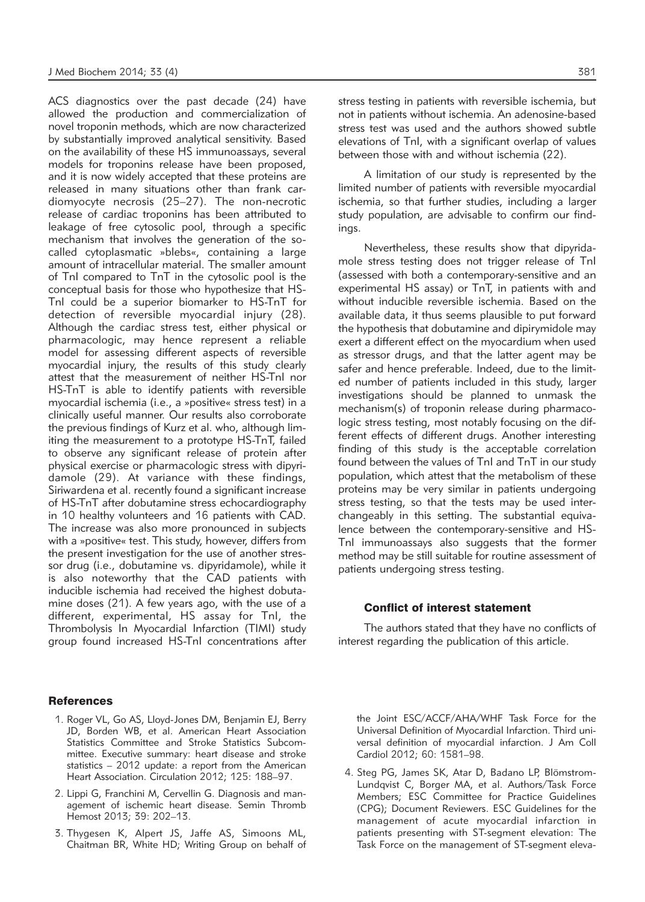ACS diagnostics over the past decade (24) have allowed the production and commercialization of novel troponin methods, which are now characterized by substantially improved analytical sensitivity. Based on the availability of these HS immunoassays, several models for troponins release have been proposed, and it is now widely accepted that these proteins are released in many situations other than frank cardiomyocyte necrosis (25–27). The non-necrotic release of cardiac troponins has been attributed to leakage of free cytosolic pool, through a specific mechanism that involves the generation of the so-called cytoplasmatic »blebs«, containing a large amount of intracellular material. The smaller amount of TnI compared to TnT in the cytosolic pool is the conceptual basis for those who hypothesize that HS-TnI could be a superior biomarker to HS-TnT for detection of reversible myocardial injury (28). Although the cardiac stress test, either physical or pharmacologic, may hence represent a reliable model for assessing different aspects of reversible myocardial injury, the results of this study clearly attest that the measurement of neither HS-TnI nor HS-TnT is able to identify patients with reversible myocardial ischemia (i.e., a »positive« stress test) in a clinically useful manner. Our results also corroborate the previous findings of Kurz et al. who, although limiting the measurement to a prototype HS-TnT, failed to observe any significant release of protein after physical exercise or pharmacologic stress with dipyridamole (29). At variance with these findings, Siriwardena et al. recently found a significant increase of HS-TnT after dobutamine stress echocardiography in 10 healthy volunteers and 16 patients with CAD. The increase was also more pronounced in subjects with a »positive« test. This study, however, differs from the present investigation for the use of another stressor drug (i.e., dobutamine vs. dipyridamole), while it is also noteworthy that the CAD patients with inducible ischemia had received the highest dobutamine doses (21). A few years ago, with the use of a different, experimental, HS assay for TnI, the Thrombolysis In Myocardial Infarction (TIMI) study group found increased HS-TnI concentrations after stress testing in patients with reversible ischemia, but not in patients without ischemia. An adenosine-based stress test was used and the authors showed subtle elevations of TnI, with a significant overlap of values between those with and without ischemia (22).

A limitation of our study is represented by the limited number of patients with reversible myocardial ischemia, so that further studies, including a larger study population, are advisable to confirm our findings.

Nevertheless, these results show that dipyridamole stress testing does not trigger release of TnI (assessed with both a contemporary-sensitive and an experimental HS assay) or TnT, in patients with and without inducible reversible ischemia. Based on the available data, it thus seems plausible to put forward the hypothesis that dobutamine and dipirymidole may exert a different effect on the myocardium when used as stressor drugs, and that the latter agent may be safer and hence preferable. Indeed, due to the limited number of patients included in this study, larger investigations should be planned to unmask the mechanism(s) of troponin release during pharmacologic stress testing, most notably focusing on the different effects of different drugs. Another interesting finding of this study is the acceptable correlation found between the values of TnI and TnT in our study population, which attest that the metabolism of these proteins may be very similar in patients undergoing stress testing, so that the tests may be used interchangeably in this setting. The substantial equivalence between the contemporary-sensitive and HS-TnI immunoassays also suggests that the former method may be still suitable for routine assessment of patients undergoing stress testing.

### Conflict of interest statement

The authors stated that they have no conflicts of interest regarding the publication of this article.

## References

1. Roger VL, Go AS, Lloyd-Jones DM, Benjamin EJ, Berry JD, Borden WB, et al. American Heart Association Statistics Committee and Stroke Statistics Subcommittee. Executive summary: heart disease and stroke statistics – 2012 update: a report from the American Heart Association. Circulation 2012; 125: 188–97.
2. Lippi G, Franchini M, Cervellin G. Diagnosis and management of ischemic heart disease. Semin Thromb Hemost 2013; 39: 202–13.
3. Thygesen K, Alpert JS, Jaffe AS, Simoons ML, Chaitman BR, White HD; Writing Group on behalf of the Joint ESC/ACCF/AHA/WHF Task Force for the Universal Definition of Myocardial Infarction. Third universal definition of myocardial infarction. J Am Coll Cardiol 2012; 60: 1581–98.
4. Steg PG, James SK, Atar D, Badano LP, Blömstrom-Lundqvist C, Borger MA, et al. Authors/Task Force Members; ESC Committee for Practice Guidelines (CPG); Document Reviewers. ESC Guidelines for the management of acute myocardial infarction in patients presenting with ST-segment elevation: The Task Force on the management of ST-segment eleva-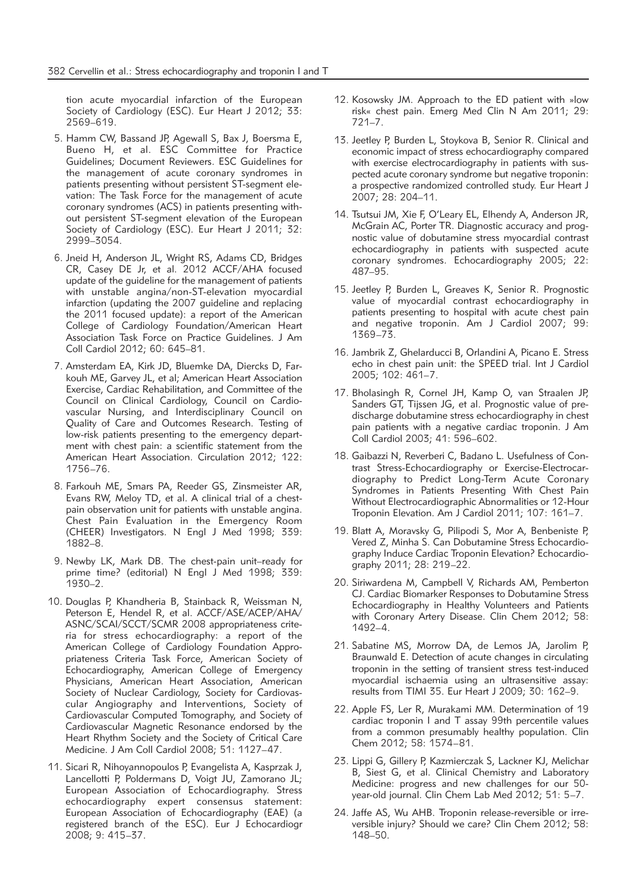tion acute myocardial infarction of the European Society of Cardiology (ESC). Eur Heart J 2012; 33: 2569–619.

5. Hamm CW, Bassand JP, Agewall S, Bax J, Boersma E, Bueno H, et al. ESC Committee for Practice Guidelines; Document Reviewers. ESC Guidelines for the management of acute coronary syndromes in patients presenting without persistent ST-segment elevation: The Task Force for the management of acute coronary syndromes (ACS) in patients presenting without persistent ST-segment elevation of the European Society of Cardiology (ESC). Eur Heart J 2011; 32: 2999–3054.

6. Jneid H, Anderson JL, Wright RS, Adams CD, Bridges CR, Casey DE Jr, et al. 2012 ACCF/AHA focused update of the guideline for the management of patients with unstable angina/non-ST-elevation myocardial infarction (updating the 2007 guideline and replacing the 2011 focused update): a report of the American College of Cardiology Foundation/American Heart Association Task Force on Practice Guidelines. J Am Coll Cardiol 2012; 60: 645–81.

7. Amsterdam EA, Kirk JD, Bluemke DA, Diercks D, Farkouh ME, Garvey JL, et al; American Heart Association Exercise, Cardiac Rehabilitation, and Committee of the Council on Clinical Cardiology, Council on Cardiovascular Nursing, and Interdisciplinary Council on Quality of Care and Outcomes Research. Testing of low-risk patients presenting to the emergency department with chest pain: a scientific statement from the American Heart Association. Circulation 2012; 122: 1756–76.

8. Farkouh ME, Smars PA, Reeder GS, Zinsmeister AR, Evans RW, Meloy TD, et al. A clinical trial of a chest-pain observation unit for patients with unstable angina. Chest Pain Evaluation in the Emergency Room (CHEER) Investigators. N Engl J Med 1998; 339: 1882–8.

9. Newby LK, Mark DB. The chest-pain unit–ready for prime time? (editorial) N Engl J Med 1998; 339: 1930–2.

10. Douglas P, Khandheria B, Stainback R, Weissman N, Peterson E, Hendel R, et al. ACCF/ASE/ACEP/AHA/ASNC/SCAI/SCCT/SCMR 2008 appropriateness criteria for stress echocardiography: a report of the American College of Cardiology Foundation Appropriateness Criteria Task Force, American Society of Echocardiography, American College of Emergency Physicians, American Heart Association, American Society of Nuclear Cardiology, Society for Cardiovascular Angiography and Interventions, Society of Cardiovascular Computed Tomography, and Society of Cardiovascular Magnetic Resonance endorsed by the Heart Rhythm Society and the Society of Critical Care Medicine. J Am Coll Cardiol 2008; 51: 1127–47.

11. Sicari R, Nihoyannopoulos P, Evangelista A, Kasprzak J, Lancellotti P, Poldermans D, Voigt JU, Zamorano JL; European Association of Echocardiography. Stress echocardiography expert consensus statement: European Association of Echocardiography (EAE) (a registered branch of the ESC). Eur J Echocardiogr 2008; 9: 415–37.

12. Kosowsky JM. Approach to the ED patient with »low risk« chest pain. Emerg Med Clin N Am 2011; 29: 721–7.

13. Jeetley P, Burden L, Stoykova B, Senior R. Clinical and economic impact of stress echocardiography compared with exercise electrocardiography in patients with suspected acute coronary syndrome but negative troponin: a prospective randomized controlled study. Eur Heart J 2007; 28: 204–11.

14. Tsutsui JM, Xie F, O'Leary EL, Elhendy A, Anderson JR, McGrain AC, Porter TR. Diagnostic accuracy and prognostic value of dobutamine stress myocardial contrast echocardiography in patients with suspected acute coronary syndromes. Echocardiography 2005; 22: 487–95.

15. Jeetley P, Burden L, Greaves K, Senior R. Prognostic value of myocardial contrast echocardiography in patients presenting to hospital with acute chest pain and negative troponin. Am J Cardiol 2007; 99: 1369–73.

16. Jambrik Z, Ghelarducci B, Orlandini A, Picano E. Stress echo in chest pain unit: the SPEED trial. Int J Cardiol 2005; 102: 461–7.

17. Bholasingh R, Cornel JH, Kamp O, van Straalen JP, Sanders GT, Tijssen JG, et al. Prognostic value of predischarge dobutamine stress echocardiography in chest pain patients with a negative cardiac troponin. J Am Coll Cardiol 2003; 41: 596–602.

18. Gaibazzi N, Reverberi C, Badano L. Usefulness of Contrast Stress-Echocardiography or Exercise-Electrocardiography to Predict Long-Term Acute Coronary Syndromes in Patients Presenting With Chest Pain Without Electrocardiographic Abnormalities or 12-Hour Troponin Elevation. Am J Cardiol 2011; 107: 161–7.

19. Blatt A, Moravsky G, Pilipodi S, Mor A, Benbeniste P, Vered Z, Minha S. Can Dobutamine Stress Echocardiography Induce Cardiac Troponin Elevation? Echocardiography 2011; 28: 219–22.

20. Siriwardena M, Campbell V, Richards AM, Pemberton CJ. Cardiac Biomarker Responses to Dobutamine Stress Echocardiography in Healthy Volunteers and Patients with Coronary Artery Disease. Clin Chem 2012; 58: 1492–4.

21. Sabatine MS, Morrow DA, de Lemos JA, Jarolim P, Braunwald E. Detection of acute changes in circulating troponin in the setting of transient stress test-induced myocardial ischaemia using an ultrasensitive assay: results from TIMI 35. Eur Heart J 2009; 30: 162–9.

22. Apple FS, Ler R, Murakami MM. Determination of 19 cardiac troponin I and T assay 99th percentile values from a common presumably healthy population. Clin Chem 2012; 58: 1574–81.

23. Lippi G, Gillery P, Kazmierczak S, Lackner KJ, Melichar B, Siest G, et al. Clinical Chemistry and Laboratory Medicine: progress and new challenges for our 50-year-old journal. Clin Chem Lab Med 2012; 51: 5–7.

24. Jaffe AS, Wu AHB. Troponin release-reversible or irreversible injury? Should we care? Clin Chem 2012; 58: 148–50.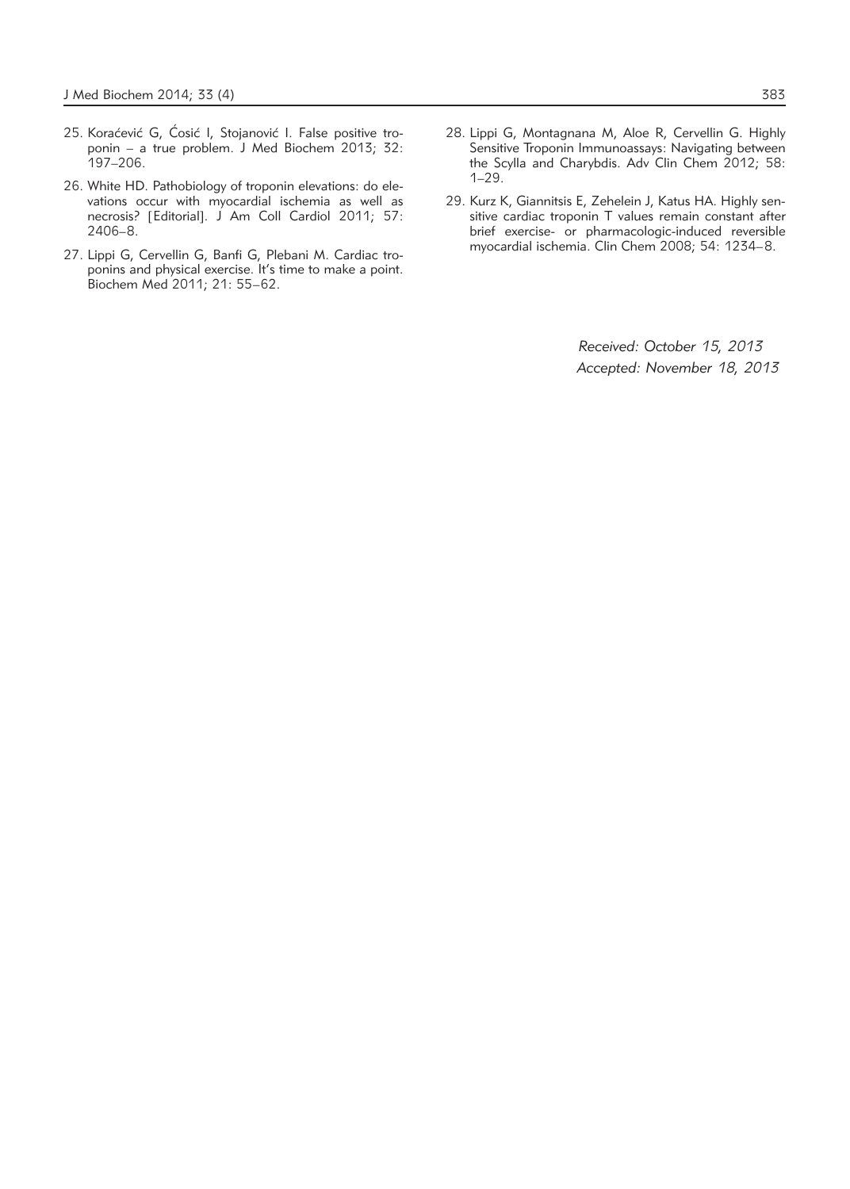25. Koraćević G, Ćosić I, Stojanović I. False positive troponin – a true problem. J Med Biochem 2013; 32: 197–206.

26. White HD. Pathobiology of troponin elevations: do elevations occur with myocardial ischemia as well as necrosis? [Editorial]. J Am Coll Cardiol 2011; 57: 2406–8.

27. Lippi G, Cervellin G, Banfi G, Plebani M. Cardiac troponins and physical exercise. It's time to make a point. Biochem Med 2011; 21: 55–62.

28. Lippi G, Montagnana M, Aloe R, Cervellin G. Highly Sensitive Troponin Immunoassays: Navigating between the Scylla and Charybdis. Adv Clin Chem 2012; 58: 1–29.

29. Kurz K, Giannitsis E, Zehelein J, Katus HA. Highly sensitive cardiac troponin T values remain constant after brief exercise- or pharmacologic-induced reversible myocardial ischemia. Clin Chem 2008; 54: 1234–8.

*Received: October 15, 2013*
*Accepted: November 18, 2013*